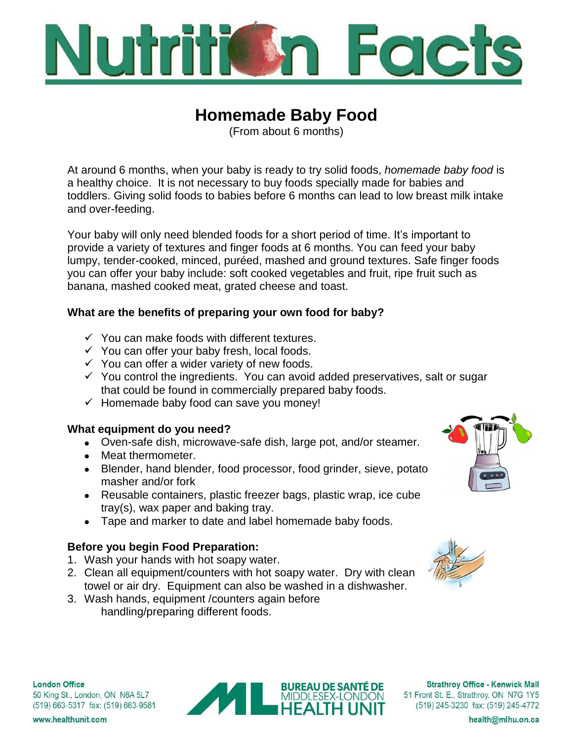# Nutrition Facts

## Homemade Baby Food

(From about 6 months)

At around 6 months, when your baby is ready to try solid foods, *homemade baby food* is a healthy choice. It is not necessary to buy foods specially made for babies and toddlers. Giving solid foods to babies before 6 months can lead to low breast milk intake and over-feeding.

Your baby will only need blended foods for a short period of time. It's important to provide a variety of textures and finger foods at 6 months. You can feed your baby lumpy, tender-cooked, minced, puréed, mashed and ground textures. Safe finger foods you can offer your baby include: soft cooked vegetables and fruit, ripe fruit such as banana, mashed cooked meat, grated cheese and toast.

**What are the benefits of preparing your own food for baby?**

- ✓ You can make foods with different textures.
- ✓ You can offer your baby fresh, local foods.
- ✓ You can offer a wider variety of new foods.
- ✓ You control the ingredients. You can avoid added preservatives, salt or sugar that could be found in commercially prepared baby foods.
- ✓ Homemade baby food can save you money!

**What equipment do you need?**

- Oven-safe dish, microwave-safe dish, large pot, and/or steamer.
- Meat thermometer.
- Blender, hand blender, food processor, food grinder, sieve, potato masher and/or fork
- Reusable containers, plastic freezer bags, plastic wrap, ice cube tray(s), wax paper and baking tray.
- Tape and marker to date and label homemade baby foods.

**Before you begin Food Preparation:**

1. Wash your hands with hot soapy water.
2. Clean all equipment/counters with hot soapy water. Dry with clean towel or air dry. Equipment can also be washed in a dishwasher.
3. Wash hands, equipment /counters again before handling/preparing different foods.

**London Office**
50 King St., London, ON N6A 5L7
(519) 663-5317 fax: (519) 663-9581
www.healthunit.com

BUREAU DE SANTÉ DE MIDDLESEX-LONDON HEALTH UNIT

**Strathroy Office - Kenwick Mall**
51 Front St. E., Strathroy, ON N7G 1Y5
(519) 245-3230 fax: (519) 245-4772
health@mlhu.on.ca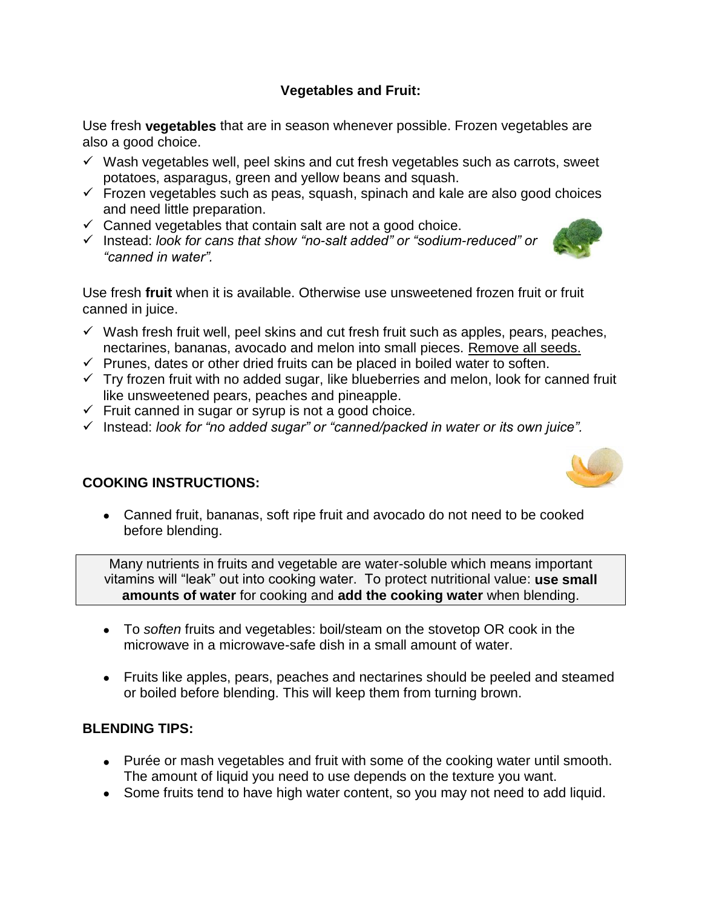## Vegetables and Fruit:

Use fresh **vegetables** that are in season whenever possible. Frozen vegetables are also a good choice.

- ✓ Wash vegetables well, peel skins and cut fresh vegetables such as carrots, sweet potatoes, asparagus, green and yellow beans and squash.
- ✓ Frozen vegetables such as peas, squash, spinach and kale are also good choices and need little preparation.
- ✓ Canned vegetables that contain salt are not a good choice.
- ✓ Instead: *look for cans that show "no-salt added" or "sodium-reduced" or "canned in water".*

Use fresh **fruit** when it is available. Otherwise use unsweetened frozen fruit or fruit canned in juice.

- ✓ Wash fresh fruit well, peel skins and cut fresh fruit such as apples, pears, peaches, nectarines, bananas, avocado and melon into small pieces. <u>Remove all seeds.</u>
- ✓ Prunes, dates or other dried fruits can be placed in boiled water to soften.
- ✓ Try frozen fruit with no added sugar, like blueberries and melon, look for canned fruit like unsweetened pears, peaches and pineapple.
- ✓ Fruit canned in sugar or syrup is not a good choice.
- ✓ Instead: *look for "no added sugar" or "canned/packed in water or its own juice".*

### COOKING INSTRUCTIONS:

- Canned fruit, bananas, soft ripe fruit and avocado do not need to be cooked before blending.

> Many nutrients in fruits and vegetable are water-soluble which means important vitamins will "leak" out into cooking water. To protect nutritional value: **use small amounts of water** for cooking and **add the cooking water** when blending.

- To *soften* fruits and vegetables: boil/steam on the stovetop OR cook in the microwave in a microwave-safe dish in a small amount of water.
- Fruits like apples, pears, peaches and nectarines should be peeled and steamed or boiled before blending. This will keep them from turning brown.

### BLENDING TIPS:

- Purée or mash vegetables and fruit with some of the cooking water until smooth. The amount of liquid you need to use depends on the texture you want.
- Some fruits tend to have high water content, so you may not need to add liquid.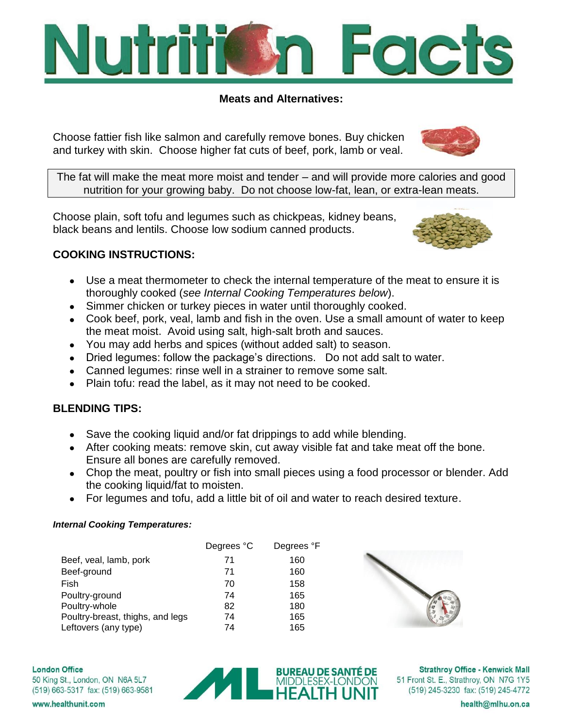# Nutrition Facts

## Meats and Alternatives:

Choose fattier fish like salmon and carefully remove bones. Buy chicken and turkey with skin. Choose higher fat cuts of beef, pork, lamb or veal.

The fat will make the meat more moist and tender – and will provide more calories and good nutrition for your growing baby. Do not choose low-fat, lean, or extra-lean meats.

Choose plain, soft tofu and legumes such as chickpeas, kidney beans, black beans and lentils. Choose low sodium canned products.

### COOKING INSTRUCTIONS:

- Use a meat thermometer to check the internal temperature of the meat to ensure it is thoroughly cooked (*see Internal Cooking Temperatures below*).
- Simmer chicken or turkey pieces in water until thoroughly cooked.
- Cook beef, pork, veal, lamb and fish in the oven. Use a small amount of water to keep the meat moist. Avoid using salt, high-salt broth and sauces.
- You may add herbs and spices (without added salt) to season.
- Dried legumes: follow the package's directions. Do not add salt to water.
- Canned legumes: rinse well in a strainer to remove some salt.
- Plain tofu: read the label, as it may not need to be cooked.

### BLENDING TIPS:

- Save the cooking liquid and/or fat drippings to add while blending.
- After cooking meats: remove skin, cut away visible fat and take meat off the bone. Ensure all bones are carefully removed.
- Chop the meat, poultry or fish into small pieces using a food processor or blender. Add the cooking liquid/fat to moisten.
- For legumes and tofu, add a little bit of oil and water to reach desired texture.

***Internal Cooking Temperatures:***

| | Degrees °C | Degrees °F |
|---|---|---|
| Beef, veal, lamb, pork | 71 | 160 |
| Beef-ground | 71 | 160 |
| Fish | 70 | 158 |
| Poultry-ground | 74 | 165 |
| Poultry-whole | 82 | 180 |
| Poultry-breast, thighs, and legs | 74 | 165 |
| Leftovers (any type) | 74 | 165 |

**London Office**
50 King St., London, ON N6A 5L7
(519) 663-5317 fax: (519) 663-9581
www.healthunit.com

BUREAU DE SANTÉ DE MIDDLESEX-LONDON HEALTH UNIT

**Strathroy Office - Kenwick Mall**
51 Front St. E., Strathroy, ON N7G 1Y5
(519) 245-3230 fax: (519) 245-4772
health@mlhu.on.ca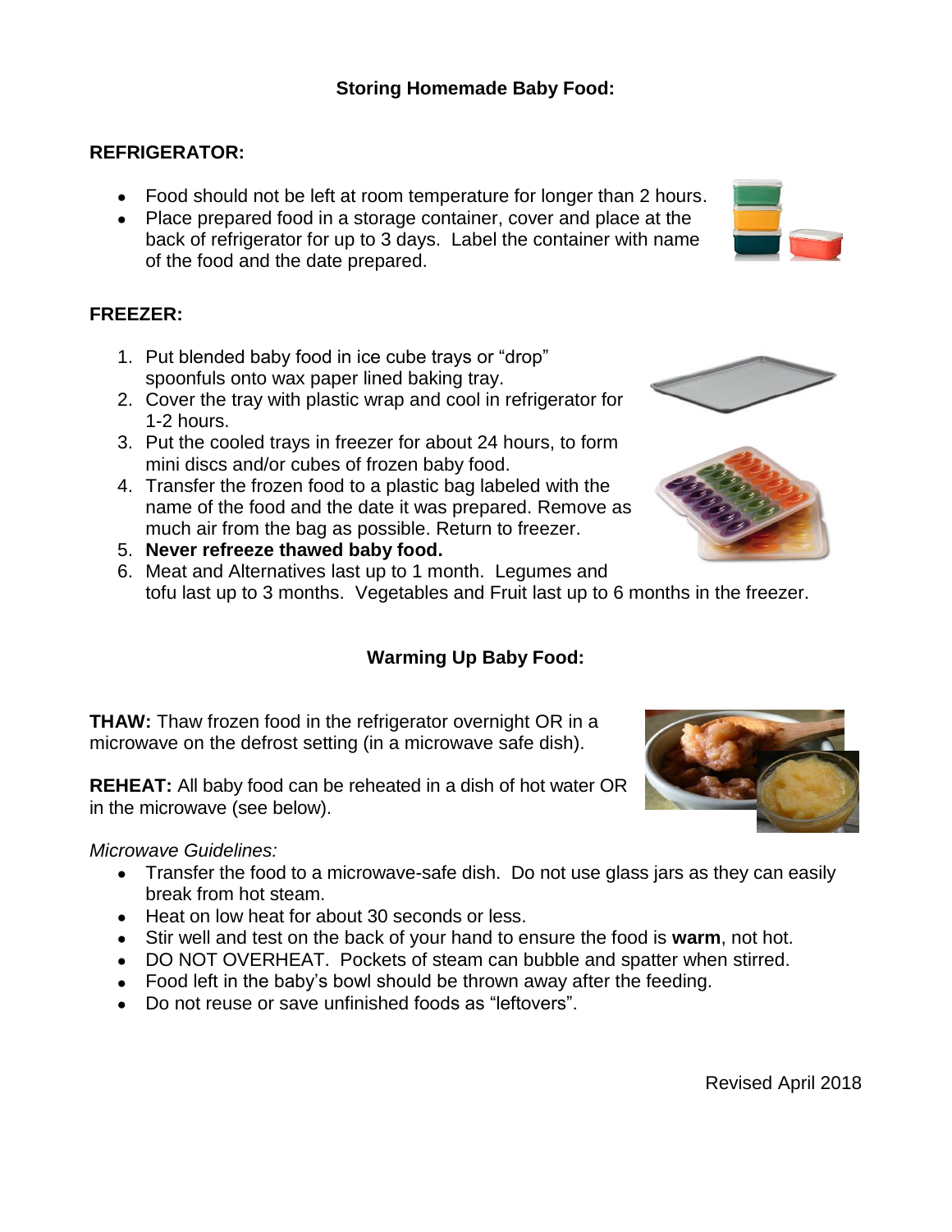## Storing Homemade Baby Food:

**REFRIGERATOR:**

- Food should not be left at room temperature for longer than 2 hours.
- Place prepared food in a storage container, cover and place at the back of refrigerator for up to 3 days. Label the container with name of the food and the date prepared.

**FREEZER:**

1. Put blended baby food in ice cube trays or "drop" spoonfuls onto wax paper lined baking tray.
2. Cover the tray with plastic wrap and cool in refrigerator for 1-2 hours.
3. Put the cooled trays in freezer for about 24 hours, to form mini discs and/or cubes of frozen baby food.
4. Transfer the frozen food to a plastic bag labeled with the name of the food and the date it was prepared. Remove as much air from the bag as possible. Return to freezer.
5. **Never refreeze thawed baby food.**
6. Meat and Alternatives last up to 1 month. Legumes and tofu last up to 3 months. Vegetables and Fruit last up to 6 months in the freezer.

## Warming Up Baby Food:

**THAW:** Thaw frozen food in the refrigerator overnight OR in a microwave on the defrost setting (in a microwave safe dish).

**REHEAT:** All baby food can be reheated in a dish of hot water OR in the microwave (see below).

*Microwave Guidelines:*

- Transfer the food to a microwave-safe dish. Do not use glass jars as they can easily break from hot steam.
- Heat on low heat for about 30 seconds or less.
- Stir well and test on the back of your hand to ensure the food is **warm**, not hot.
- DO NOT OVERHEAT. Pockets of steam can bubble and spatter when stirred.
- Food left in the baby's bowl should be thrown away after the feeding.
- Do not reuse or save unfinished foods as "leftovers".

Revised April 2018